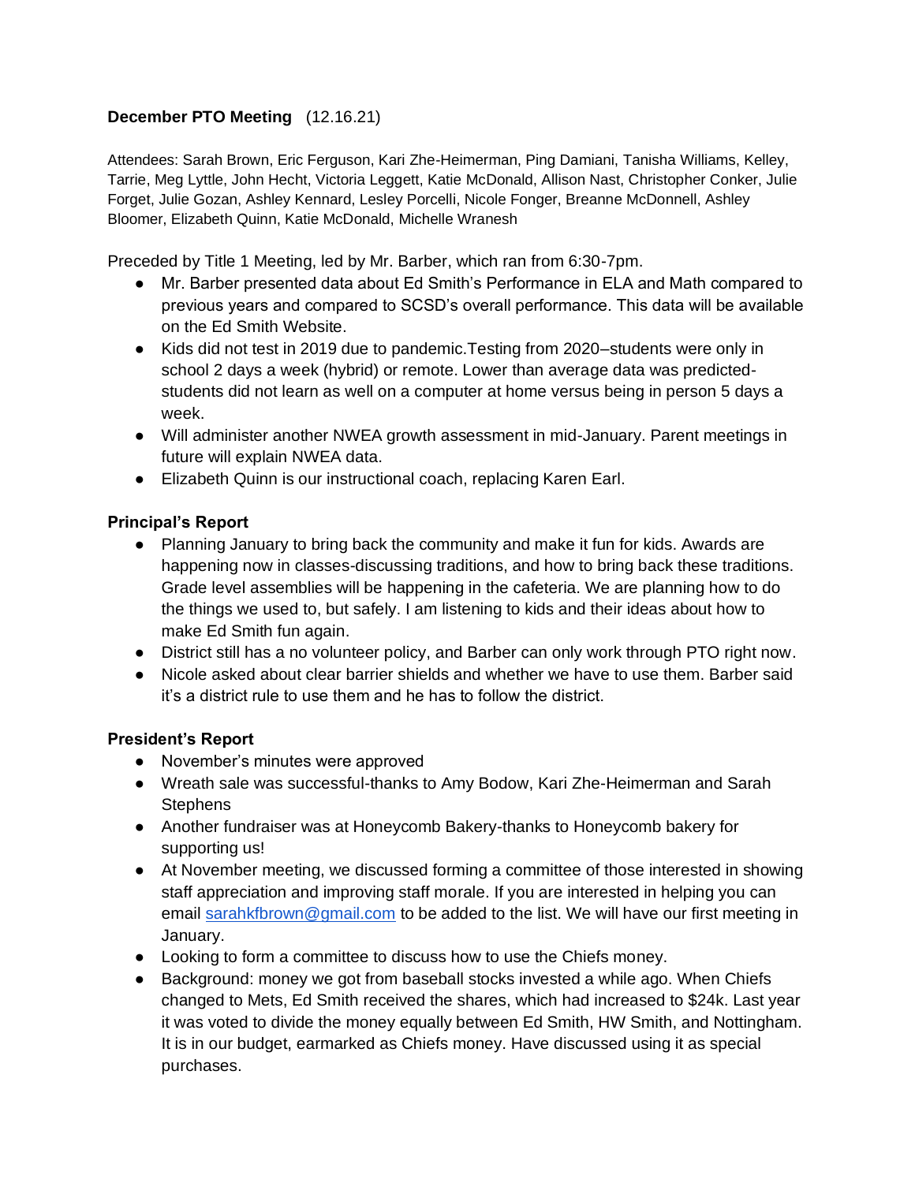**December PTO Meeting** (12.16.21)

Attendees: Sarah Brown, Eric Ferguson, Kari Zhe-Heimerman, Ping Damiani, Tanisha Williams, Kelley, Tarrie, Meg Lyttle, John Hecht, Victoria Leggett, Katie McDonald, Allison Nast, Christopher Conker, Julie Forget, Julie Gozan, Ashley Kennard, Lesley Porcelli, Nicole Fonger, Breanne McDonnell, Ashley Bloomer, Elizabeth Quinn, Katie McDonald, Michelle Wranesh

Preceded by Title 1 Meeting, led by Mr. Barber, which ran from 6:30-7pm.

- Mr. Barber presented data about Ed Smith's Performance in ELA and Math compared to previous years and compared to SCSD's overall performance. This data will be available on the Ed Smith Website.
- Kids did not test in 2019 due to pandemic.Testing from 2020–students were only in school 2 days a week (hybrid) or remote. Lower than average data was predicted- students did not learn as well on a computer at home versus being in person 5 days a week.
- Will administer another NWEA growth assessment in mid-January. Parent meetings in future will explain NWEA data.
- Elizabeth Quinn is our instructional coach, replacing Karen Earl.

**Principal's Report**

- Planning January to bring back the community and make it fun for kids. Awards are happening now in classes-discussing traditions, and how to bring back these traditions. Grade level assemblies will be happening in the cafeteria. We are planning how to do the things we used to, but safely. I am listening to kids and their ideas about how to make Ed Smith fun again.
- District still has a no volunteer policy, and Barber can only work through PTO right now.
- Nicole asked about clear barrier shields and whether we have to use them. Barber said it's a district rule to use them and he has to follow the district.

**President's Report**

- November's minutes were approved
- Wreath sale was successful-thanks to Amy Bodow, Kari Zhe-Heimerman and Sarah Stephens
- Another fundraiser was at Honeycomb Bakery-thanks to Honeycomb bakery for supporting us!
- At November meeting, we discussed forming a committee of those interested in showing staff appreciation and improving staff morale. If you are interested in helping you can email sarahkfbrown@gmail.com to be added to the list. We will have our first meeting in January.
- Looking to form a committee to discuss how to use the Chiefs money.
- Background: money we got from baseball stocks invested a while ago. When Chiefs changed to Mets, Ed Smith received the shares, which had increased to $24k. Last year it was voted to divide the money equally between Ed Smith, HW Smith, and Nottingham. It is in our budget, earmarked as Chiefs money. Have discussed using it as special purchases.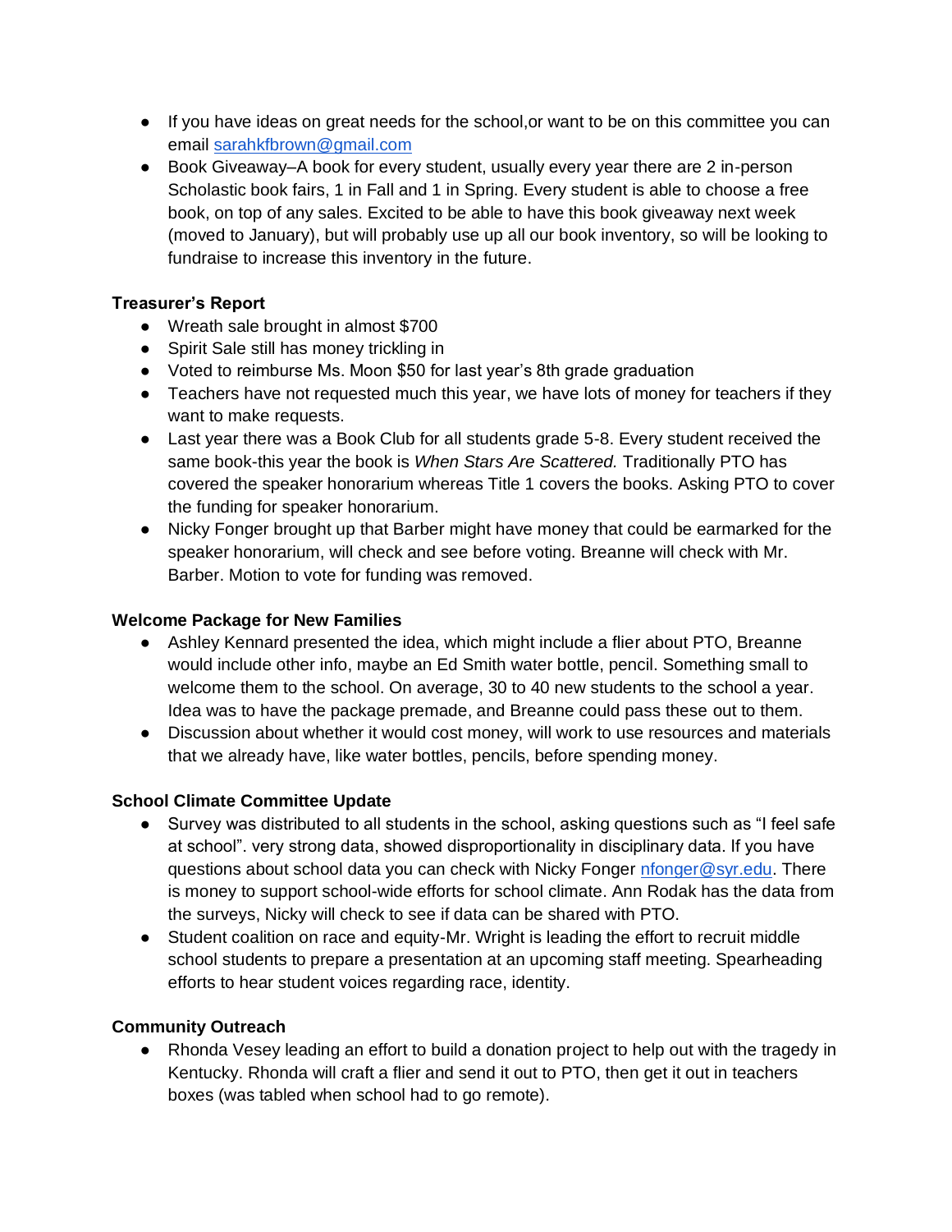- If you have ideas on great needs for the school,or want to be on this committee you can email [sarahkfbrown@gmail.com](mailto:sarahkfbrown@gmail.com)
- Book Giveaway–A book for every student, usually every year there are 2 in-person Scholastic book fairs, 1 in Fall and 1 in Spring. Every student is able to choose a free book, on top of any sales. Excited to be able to have this book giveaway next week (moved to January), but will probably use up all our book inventory, so will be looking to fundraise to increase this inventory in the future.

**Treasurer's Report**

- Wreath sale brought in almost $700
- Spirit Sale still has money trickling in
- Voted to reimburse Ms. Moon $50 for last year's 8th grade graduation
- Teachers have not requested much this year, we have lots of money for teachers if they want to make requests.
- Last year there was a Book Club for all students grade 5-8. Every student received the same book-this year the book is *When Stars Are Scattered.* Traditionally PTO has covered the speaker honorarium whereas Title 1 covers the books. Asking PTO to cover the funding for speaker honorarium.
- Nicky Fonger brought up that Barber might have money that could be earmarked for the speaker honorarium, will check and see before voting. Breanne will check with Mr. Barber. Motion to vote for funding was removed.

**Welcome Package for New Families**

- Ashley Kennard presented the idea, which might include a flier about PTO, Breanne would include other info, maybe an Ed Smith water bottle, pencil. Something small to welcome them to the school. On average, 30 to 40 new students to the school a year. Idea was to have the package premade, and Breanne could pass these out to them.
- Discussion about whether it would cost money, will work to use resources and materials that we already have, like water bottles, pencils, before spending money.

**School Climate Committee Update**

- Survey was distributed to all students in the school, asking questions such as "I feel safe at school". very strong data, showed disproportionality in disciplinary data. If you have questions about school data you can check with Nicky Fonger [nfonger@syr.edu](mailto:nfonger@syr.edu). There is money to support school-wide efforts for school climate. Ann Rodak has the data from the surveys, Nicky will check to see if data can be shared with PTO.
- Student coalition on race and equity-Mr. Wright is leading the effort to recruit middle school students to prepare a presentation at an upcoming staff meeting. Spearheading efforts to hear student voices regarding race, identity.

**Community Outreach**

- Rhonda Vesey leading an effort to build a donation project to help out with the tragedy in Kentucky. Rhonda will craft a flier and send it out to PTO, then get it out in teachers boxes (was tabled when school had to go remote).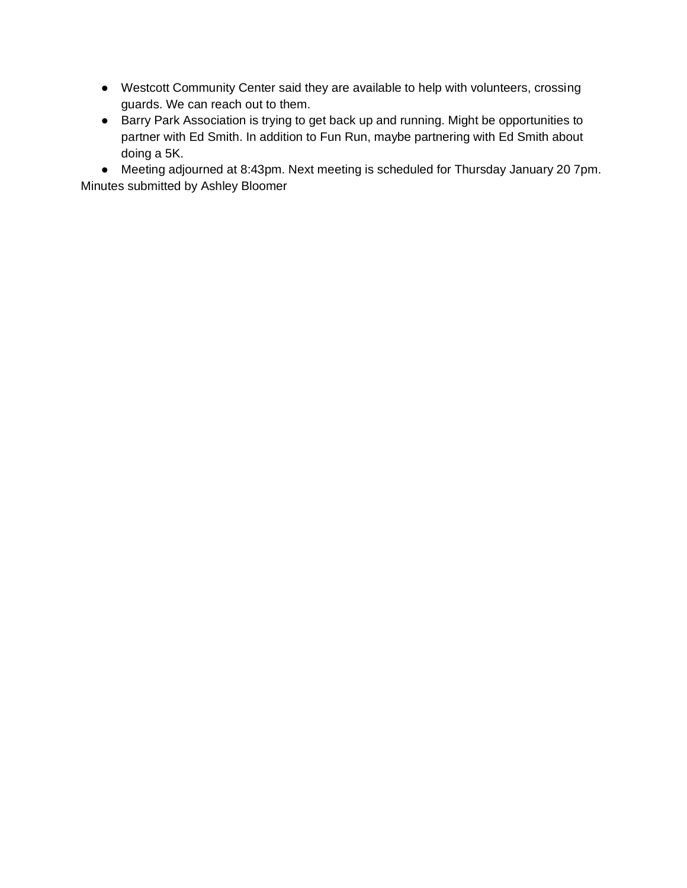- Westcott Community Center said they are available to help with volunteers, crossing guards. We can reach out to them.
- Barry Park Association is trying to get back up and running. Might be opportunities to partner with Ed Smith. In addition to Fun Run, maybe partnering with Ed Smith about doing a 5K.
- Meeting adjourned at 8:43pm. Next meeting is scheduled for Thursday January 20 7pm.

Minutes submitted by Ashley Bloomer